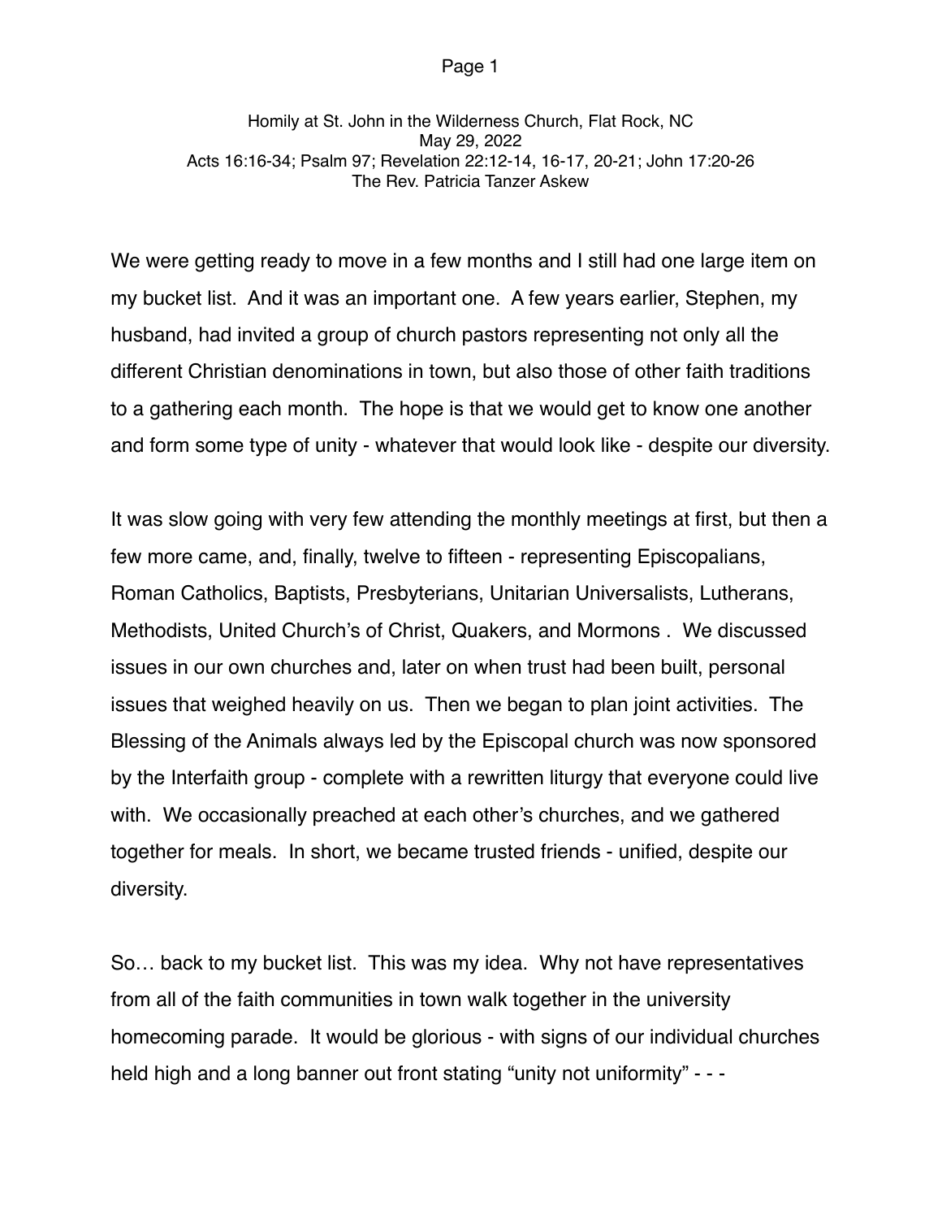Homily at St. John in the Wilderness Church, Flat Rock, NC
May 29, 2022
Acts 16:16-34; Psalm 97; Revelation 22:12-14, 16-17, 20-21; John 17:20-26
The Rev. Patricia Tanzer Askew

We were getting ready to move in a few months and I still had one large item on my bucket list. And it was an important one. A few years earlier, Stephen, my husband, had invited a group of church pastors representing not only all the different Christian denominations in town, but also those of other faith traditions to a gathering each month. The hope is that we would get to know one another and form some type of unity - whatever that would look like - despite our diversity.

It was slow going with very few attending the monthly meetings at first, but then a few more came, and, finally, twelve to fifteen - representing Episcopalians, Roman Catholics, Baptists, Presbyterians, Unitarian Universalists, Lutherans, Methodists, United Church's of Christ, Quakers, and Mormons . We discussed issues in our own churches and, later on when trust had been built, personal issues that weighed heavily on us. Then we began to plan joint activities. The Blessing of the Animals always led by the Episcopal church was now sponsored by the Interfaith group - complete with a rewritten liturgy that everyone could live with. We occasionally preached at each other's churches, and we gathered together for meals. In short, we became trusted friends - unified, despite our diversity.

So… back to my bucket list. This was my idea. Why not have representatives from all of the faith communities in town walk together in the university homecoming parade. It would be glorious - with signs of our individual churches held high and a long banner out front stating "unity not uniformity" - - -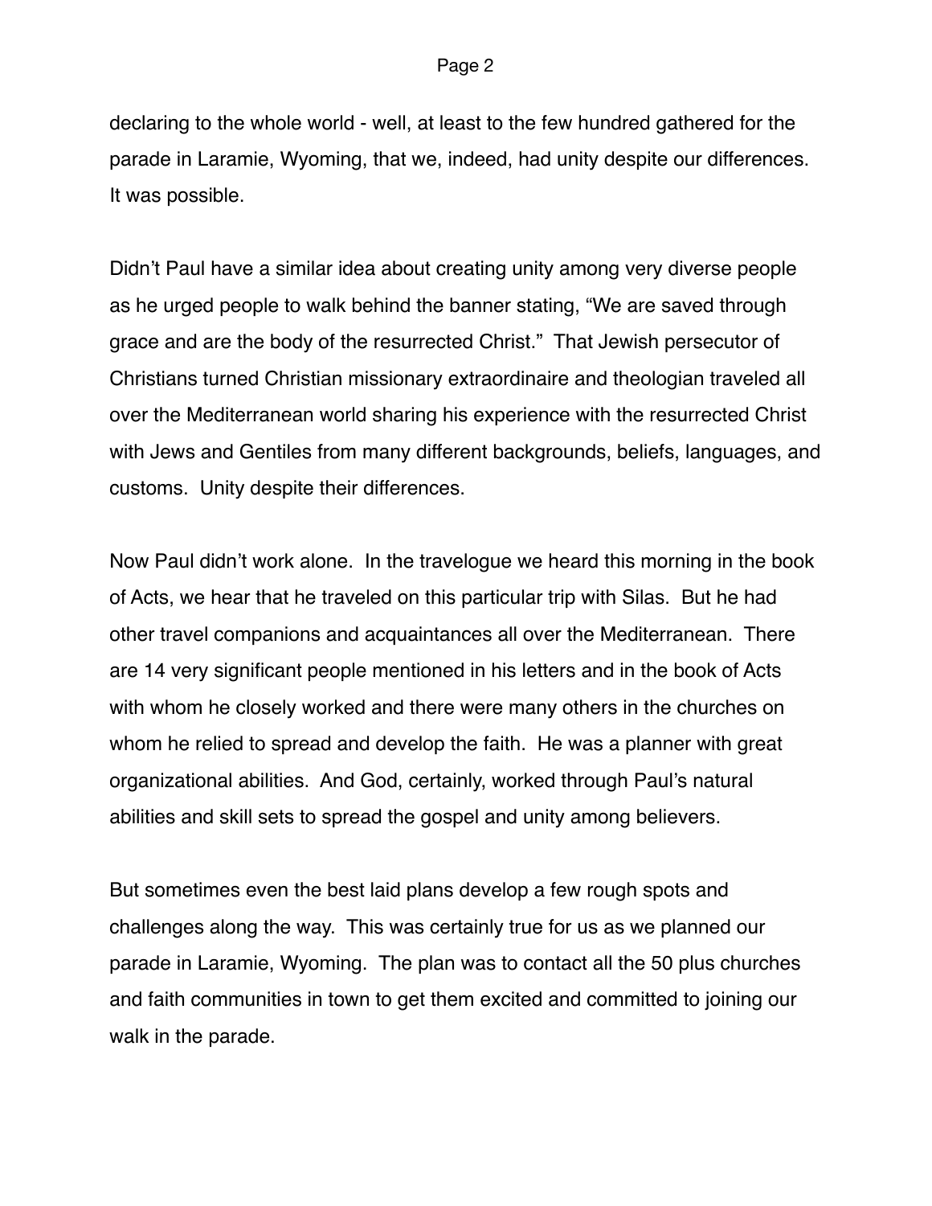declaring to the whole world - well, at least to the few hundred gathered for the parade in Laramie, Wyoming, that we, indeed, had unity despite our differences. It was possible.

Didn't Paul have a similar idea about creating unity among very diverse people as he urged people to walk behind the banner stating, "We are saved through grace and are the body of the resurrected Christ." That Jewish persecutor of Christians turned Christian missionary extraordinaire and theologian traveled all over the Mediterranean world sharing his experience with the resurrected Christ with Jews and Gentiles from many different backgrounds, beliefs, languages, and customs. Unity despite their differences.

Now Paul didn't work alone. In the travelogue we heard this morning in the book of Acts, we hear that he traveled on this particular trip with Silas. But he had other travel companions and acquaintances all over the Mediterranean. There are 14 very significant people mentioned in his letters and in the book of Acts with whom he closely worked and there were many others in the churches on whom he relied to spread and develop the faith. He was a planner with great organizational abilities. And God, certainly, worked through Paul's natural abilities and skill sets to spread the gospel and unity among believers.

But sometimes even the best laid plans develop a few rough spots and challenges along the way. This was certainly true for us as we planned our parade in Laramie, Wyoming. The plan was to contact all the 50 plus churches and faith communities in town to get them excited and committed to joining our walk in the parade.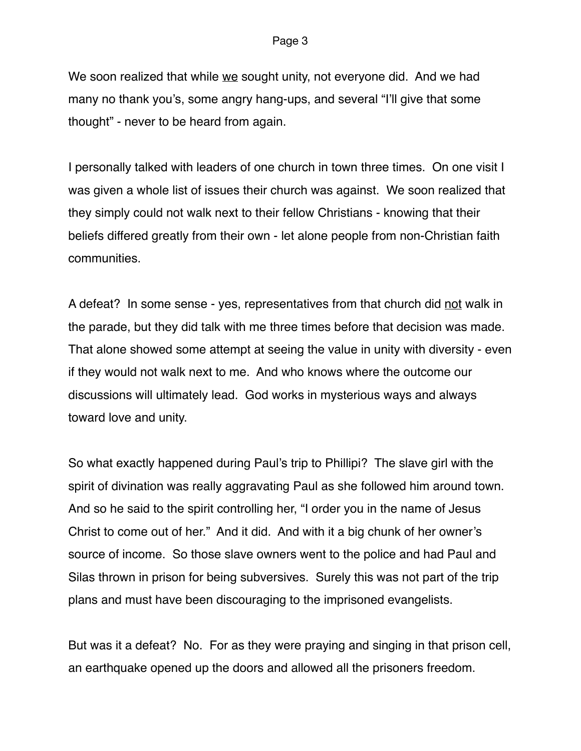We soon realized that while <u>we</u> sought unity, not everyone did. And we had many no thank you's, some angry hang-ups, and several "I'll give that some thought" - never to be heard from again.

I personally talked with leaders of one church in town three times. On one visit I was given a whole list of issues their church was against. We soon realized that they simply could not walk next to their fellow Christians - knowing that their beliefs differed greatly from their own - let alone people from non-Christian faith communities.

A defeat? In some sense - yes, representatives from that church did <u>not</u> walk in the parade, but they did talk with me three times before that decision was made. That alone showed some attempt at seeing the value in unity with diversity - even if they would not walk next to me. And who knows where the outcome our discussions will ultimately lead. God works in mysterious ways and always toward love and unity.

So what exactly happened during Paul's trip to Phillipi? The slave girl with the spirit of divination was really aggravating Paul as she followed him around town. And so he said to the spirit controlling her, "I order you in the name of Jesus Christ to come out of her." And it did. And with it a big chunk of her owner's source of income. So those slave owners went to the police and had Paul and Silas thrown in prison for being subversives. Surely this was not part of the trip plans and must have been discouraging to the imprisoned evangelists.

But was it a defeat? No. For as they were praying and singing in that prison cell, an earthquake opened up the doors and allowed all the prisoners freedom.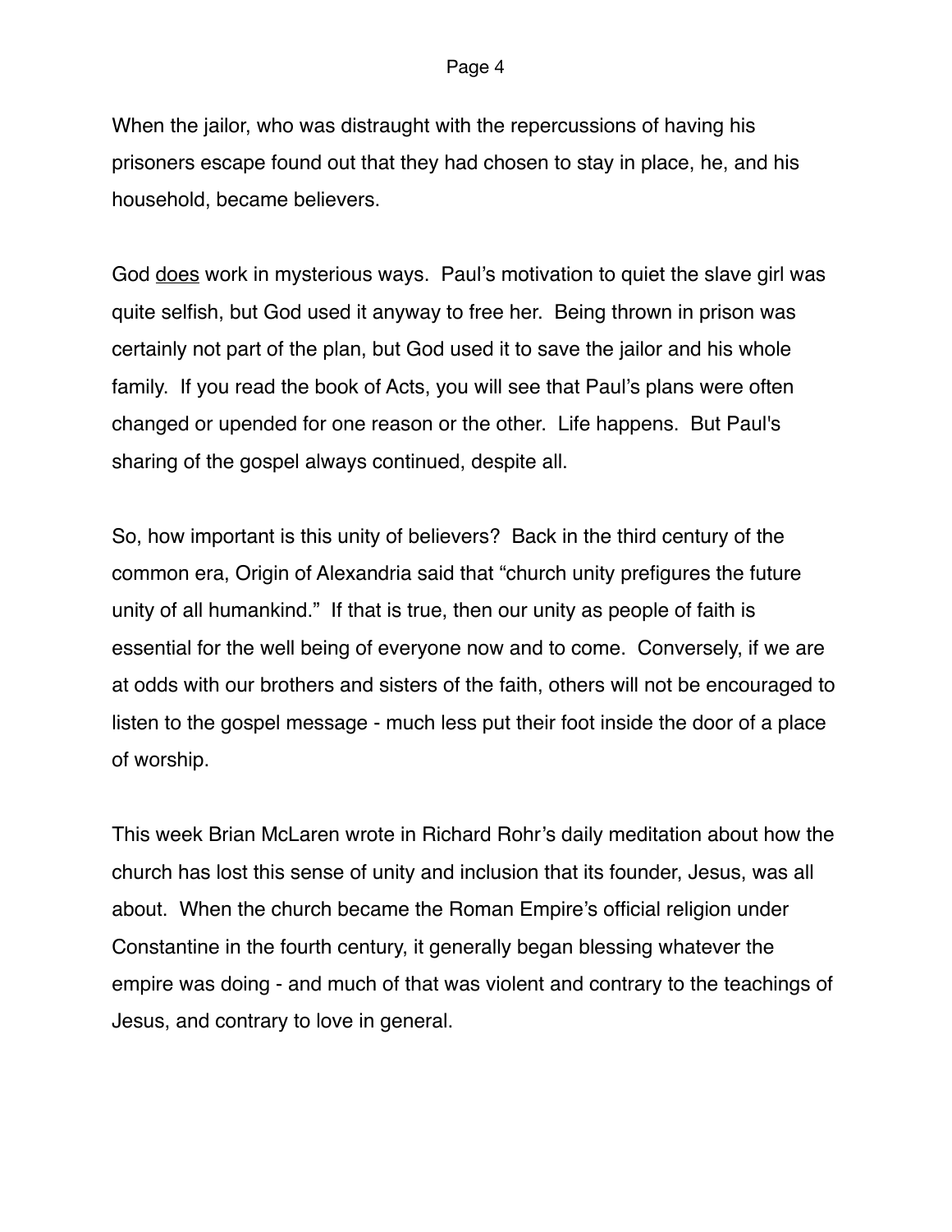When the jailor, who was distraught with the repercussions of having his prisoners escape found out that they had chosen to stay in place, he, and his household, became believers.

God <u>does</u> work in mysterious ways. Paul's motivation to quiet the slave girl was quite selfish, but God used it anyway to free her. Being thrown in prison was certainly not part of the plan, but God used it to save the jailor and his whole family. If you read the book of Acts, you will see that Paul's plans were often changed or upended for one reason or the other. Life happens. But Paul's sharing of the gospel always continued, despite all.

So, how important is this unity of believers? Back in the third century of the common era, Origin of Alexandria said that "church unity prefigures the future unity of all humankind." If that is true, then our unity as people of faith is essential for the well being of everyone now and to come. Conversely, if we are at odds with our brothers and sisters of the faith, others will not be encouraged to listen to the gospel message - much less put their foot inside the door of a place of worship.

This week Brian McLaren wrote in Richard Rohr's daily meditation about how the church has lost this sense of unity and inclusion that its founder, Jesus, was all about. When the church became the Roman Empire's official religion under Constantine in the fourth century, it generally began blessing whatever the empire was doing - and much of that was violent and contrary to the teachings of Jesus, and contrary to love in general.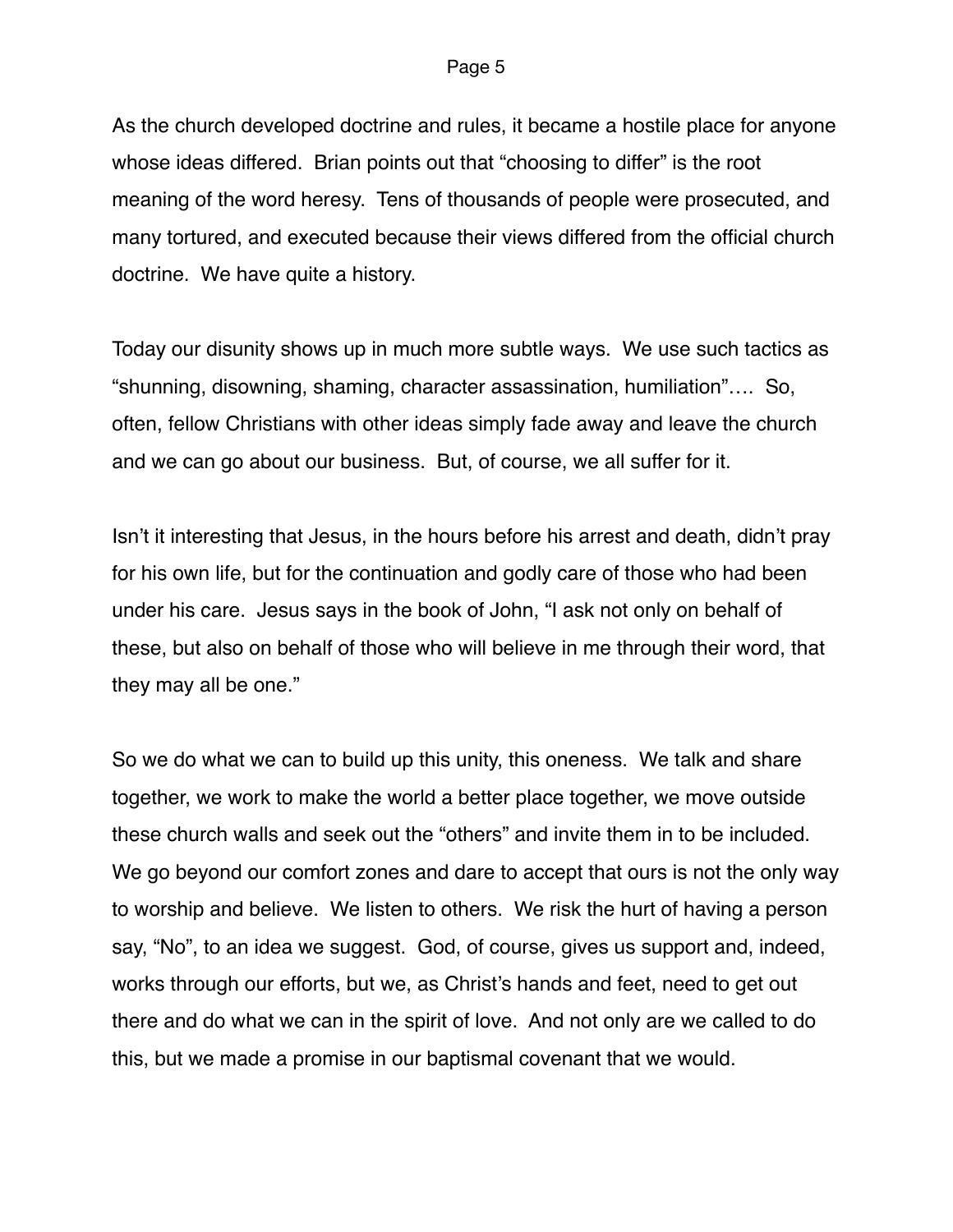As the church developed doctrine and rules, it became a hostile place for anyone whose ideas differed. Brian points out that "choosing to differ" is the root meaning of the word heresy. Tens of thousands of people were prosecuted, and many tortured, and executed because their views differed from the official church doctrine. We have quite a history.

Today our disunity shows up in much more subtle ways. We use such tactics as "shunning, disowning, shaming, character assassination, humiliation"…. So, often, fellow Christians with other ideas simply fade away and leave the church and we can go about our business. But, of course, we all suffer for it.

Isn't it interesting that Jesus, in the hours before his arrest and death, didn't pray for his own life, but for the continuation and godly care of those who had been under his care. Jesus says in the book of John, "I ask not only on behalf of these, but also on behalf of those who will believe in me through their word, that they may all be one."

So we do what we can to build up this unity, this oneness. We talk and share together, we work to make the world a better place together, we move outside these church walls and seek out the "others" and invite them in to be included. We go beyond our comfort zones and dare to accept that ours is not the only way to worship and believe. We listen to others. We risk the hurt of having a person say, "No", to an idea we suggest. God, of course, gives us support and, indeed, works through our efforts, but we, as Christ's hands and feet, need to get out there and do what we can in the spirit of love. And not only are we called to do this, but we made a promise in our baptismal covenant that we would.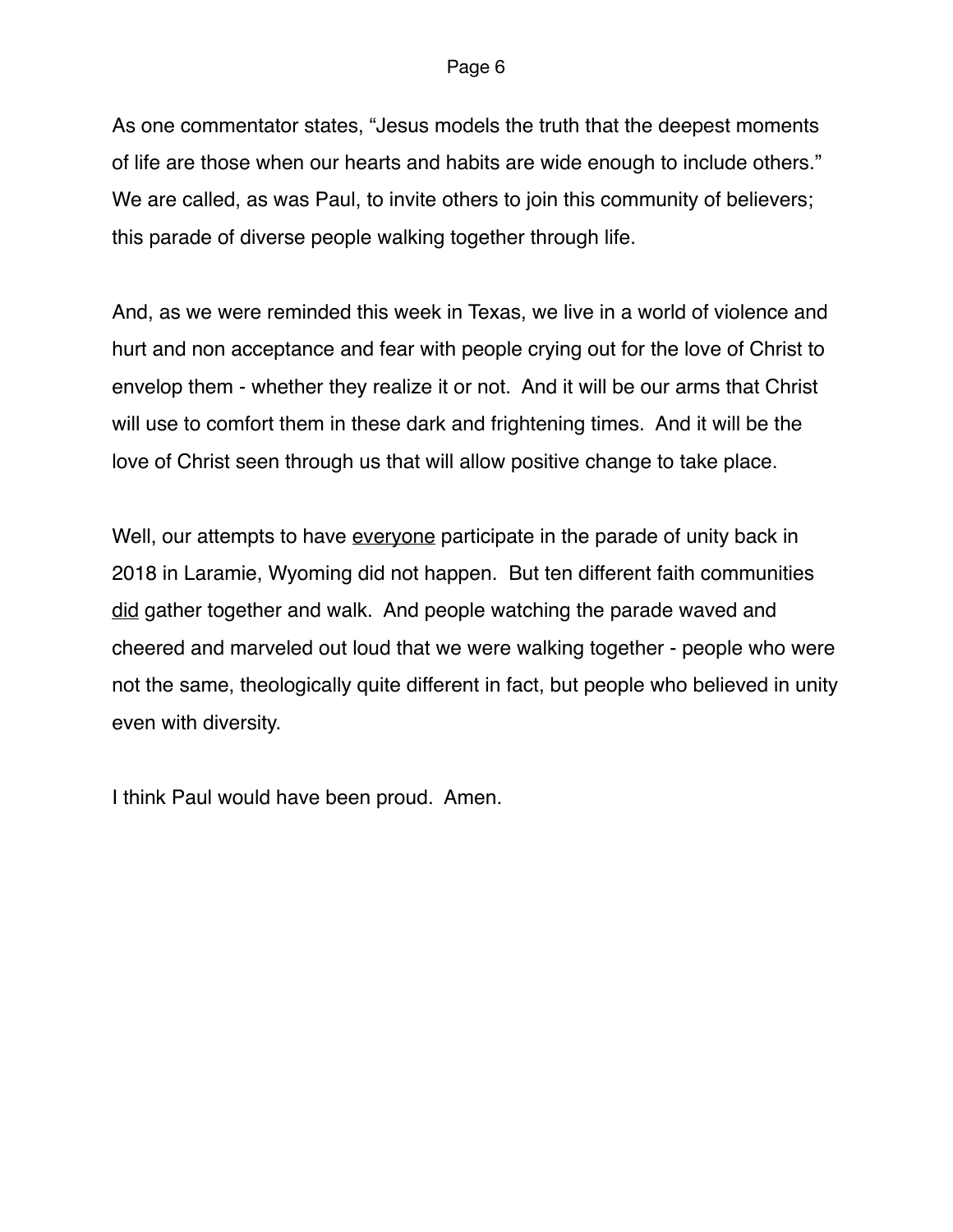As one commentator states, "Jesus models the truth that the deepest moments of life are those when our hearts and habits are wide enough to include others." We are called, as was Paul, to invite others to join this community of believers; this parade of diverse people walking together through life.

And, as we were reminded this week in Texas, we live in a world of violence and hurt and non acceptance and fear with people crying out for the love of Christ to envelop them - whether they realize it or not. And it will be our arms that Christ will use to comfort them in these dark and frightening times. And it will be the love of Christ seen through us that will allow positive change to take place.

Well, our attempts to have <u>everyone</u> participate in the parade of unity back in 2018 in Laramie, Wyoming did not happen. But ten different faith communities <u>did</u> gather together and walk. And people watching the parade waved and cheered and marveled out loud that we were walking together - people who were not the same, theologically quite different in fact, but people who believed in unity even with diversity.

I think Paul would have been proud. Amen.